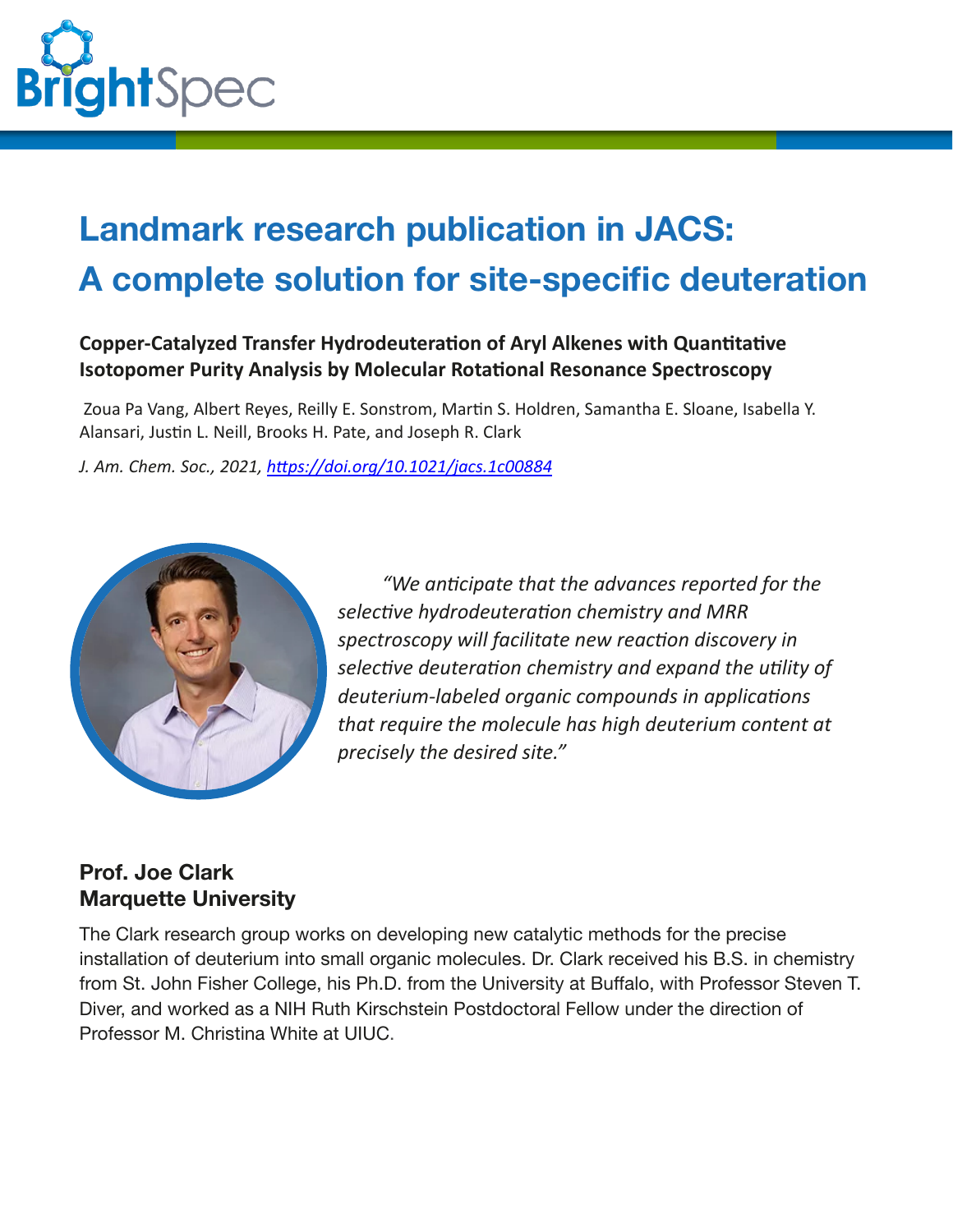# Landmark research publication in JACS: A complete solution for site-specific deuteration

**Copper-Catalyzed Transfer Hydrodeuteration of Aryl Alkenes with Quantitative Isotopomer Purity Analysis by Molecular Rotational Resonance Spectroscopy**

Zoua Pa Vang, Albert Reyes, Reilly E. Sonstrom, Martin S. Holdren, Samantha E. Sloane, Isabella Y. Alansari, Justin L. Neill, Brooks H. Pate, and Joseph R. Clark

*J. Am. Chem. Soc., 2021, https://doi.org/10.1021/jacs.1c00884*

*"We anticipate that the advances reported for the selective hydrodeuteration chemistry and MRR spectroscopy will facilitate new reaction discovery in selective deuteration chemistry and expand the utility of deuterium-labeled organic compounds in applications that require the molecule has high deuterium content at precisely the desired site."*

**Prof. Joe Clark**
**Marquette University**

The Clark research group works on developing new catalytic methods for the precise installation of deuterium into small organic molecules. Dr. Clark received his B.S. in chemistry from St. John Fisher College, his Ph.D. from the University at Buffalo, with Professor Steven T. Diver, and worked as a NIH Ruth Kirschstein Postdoctoral Fellow under the direction of Professor M. Christina White at UIUC.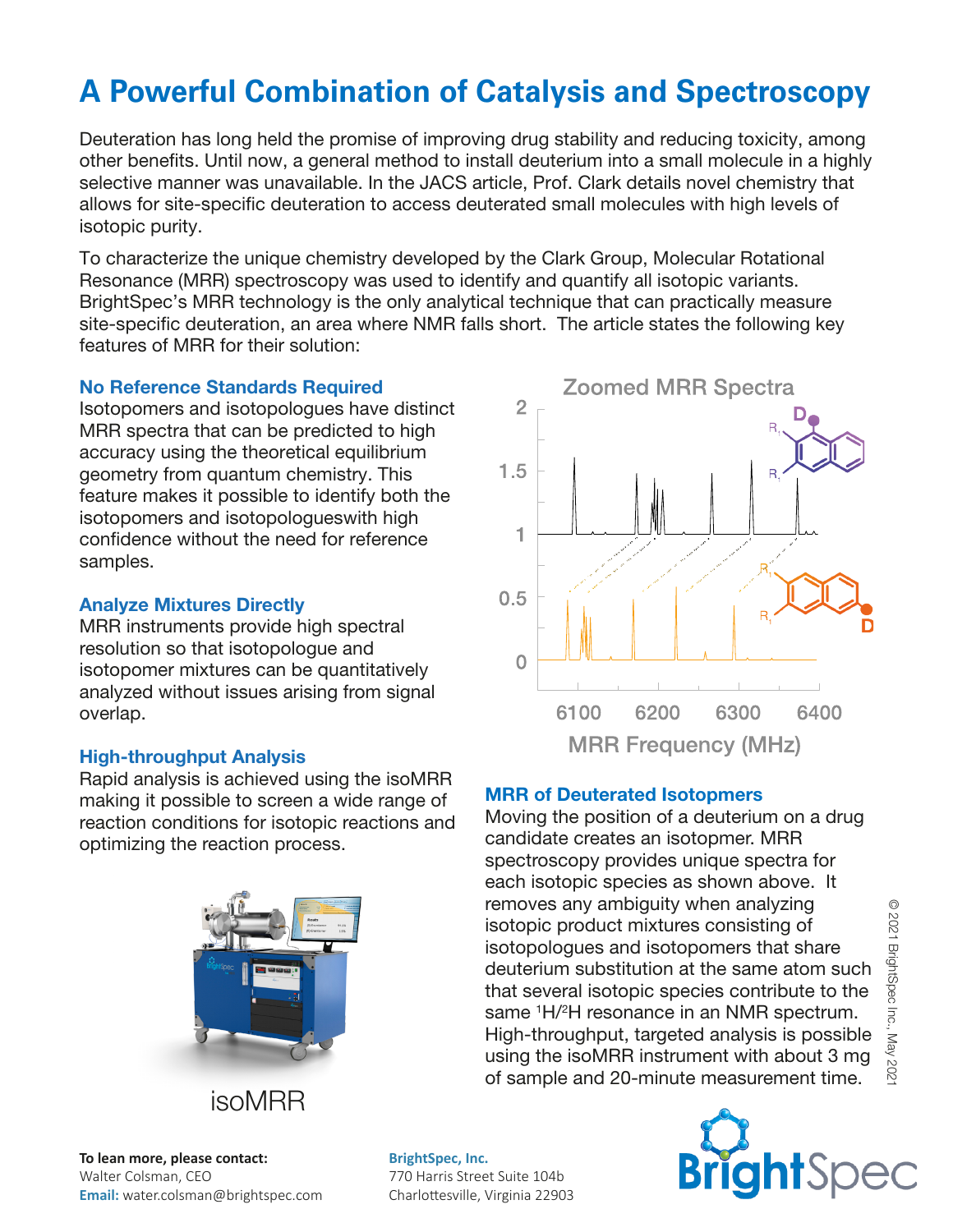# A Powerful Combination of Catalysis and Spectroscopy

Deuteration has long held the promise of improving drug stability and reducing toxicity, among other benefits. Until now, a general method to install deuterium into a small molecule in a highly selective manner was unavailable. In the JACS article, Prof. Clark details novel chemistry that allows for site-specific deuteration to access deuterated small molecules with high levels of isotopic purity.

To characterize the unique chemistry developed by the Clark Group, Molecular Rotational Resonance (MRR) spectroscopy was used to identify and quantify all isotopic variants. BrightSpec's MRR technology is the only analytical technique that can practically measure site-specific deuteration, an area where NMR falls short. The article states the following key features of MRR for their solution:

### No Reference Standards Required

Isotopomers and isotopologues have distinct MRR spectra that can be predicted to high accuracy using the theoretical equilibrium geometry from quantum chemistry. This feature makes it possible to identify both the isotopomers and isotopologueswith high confidence without the need for reference samples.

### Analyze Mixtures Directly

MRR instruments provide high spectral resolution so that isotopologue and isotopomer mixtures can be quantitatively analyzed without issues arising from signal overlap.

### High-throughput Analysis

Rapid analysis is achieved using the isoMRR making it possible to screen a wide range of reaction conditions for isotopic reactions and optimizing the reaction process.

isoMRR

Zoomed MRR Spectra

2
1.5
1
0.5
0

6100 6200 6300 6400

MRR Frequency (MHz)

### MRR of Deuterated Isotopmers

Moving the position of a deuterium on a drug candidate creates an isotopmer. MRR spectroscopy provides unique spectra for each isotopic species as shown above. It removes any ambiguity when analyzing isotopic product mixtures consisting of isotopologues and isotopomers that share deuterium substitution at the same atom such that several isotopic species contribute to the same $^1H/^2H$ resonance in an NMR spectrum. High-throughput, targeted analysis is possible using the isoMRR instrument with about 3 mg of sample and 20-minute measurement time.

© 2021 BrightSpec Inc., May 2021

**To lean more, please contact:**
Walter Colsman, CEO
**Email:** water.colsman@brightspec.com

**BrightSpec, Inc.**
770 Harris Street Suite 104b
Charlottesville, Virginia 22903

BrightSpec